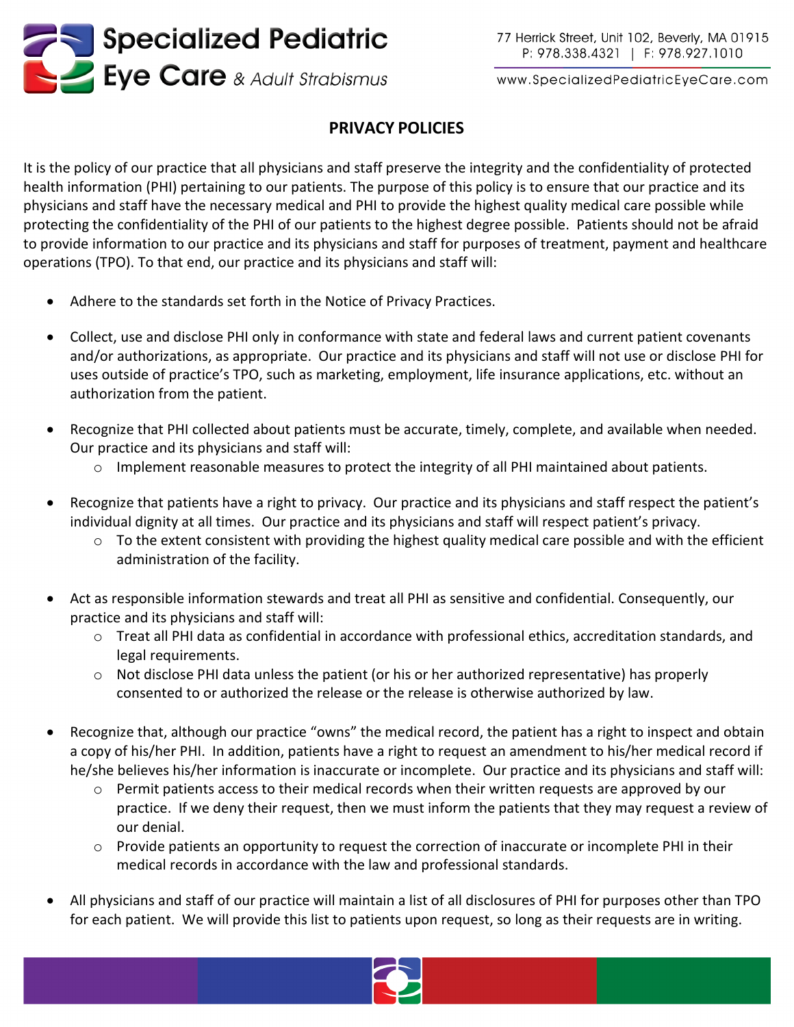# PRIVACY POLICIES

It is the policy of our practice that all physicians and staff preserve the integrity and the confidentiality of protected health information (PHI) pertaining to our patients. The purpose of this policy is to ensure that our practice and its physicians and staff have the necessary medical and PHI to provide the highest quality medical care possible while protecting the confidentiality of the PHI of our patients to the highest degree possible. Patients should not be afraid to provide information to our practice and its physicians and staff for purposes of treatment, payment and healthcare operations (TPO). To that end, our practice and its physicians and staff will:

- Adhere to the standards set forth in the Notice of Privacy Practices.
- Collect, use and disclose PHI only in conformance with state and federal laws and current patient covenants and/or authorizations, as appropriate. Our practice and its physicians and staff will not use or disclose PHI for uses outside of practice's TPO, such as marketing, employment, life insurance applications, etc. without an authorization from the patient.
- Recognize that PHI collected about patients must be accurate, timely, complete, and available when needed. Our practice and its physicians and staff will:
  - Implement reasonable measures to protect the integrity of all PHI maintained about patients.
- Recognize that patients have a right to privacy. Our practice and its physicians and staff respect the patient's individual dignity at all times. Our practice and its physicians and staff will respect patient's privacy.
  - To the extent consistent with providing the highest quality medical care possible and with the efficient administration of the facility.
- Act as responsible information stewards and treat all PHI as sensitive and confidential. Consequently, our practice and its physicians and staff will:
  - Treat all PHI data as confidential in accordance with professional ethics, accreditation standards, and legal requirements.
  - Not disclose PHI data unless the patient (or his or her authorized representative) has properly consented to or authorized the release or the release is otherwise authorized by law.
- Recognize that, although our practice "owns" the medical record, the patient has a right to inspect and obtain a copy of his/her PHI. In addition, patients have a right to request an amendment to his/her medical record if he/she believes his/her information is inaccurate or incomplete. Our practice and its physicians and staff will:
  - Permit patients access to their medical records when their written requests are approved by our practice. If we deny their request, then we must inform the patients that they may request a review of our denial.
  - Provide patients an opportunity to request the correction of inaccurate or incomplete PHI in their medical records in accordance with the law and professional standards.
- All physicians and staff of our practice will maintain a list of all disclosures of PHI for purposes other than TPO for each patient. We will provide this list to patients upon request, so long as their requests are in writing.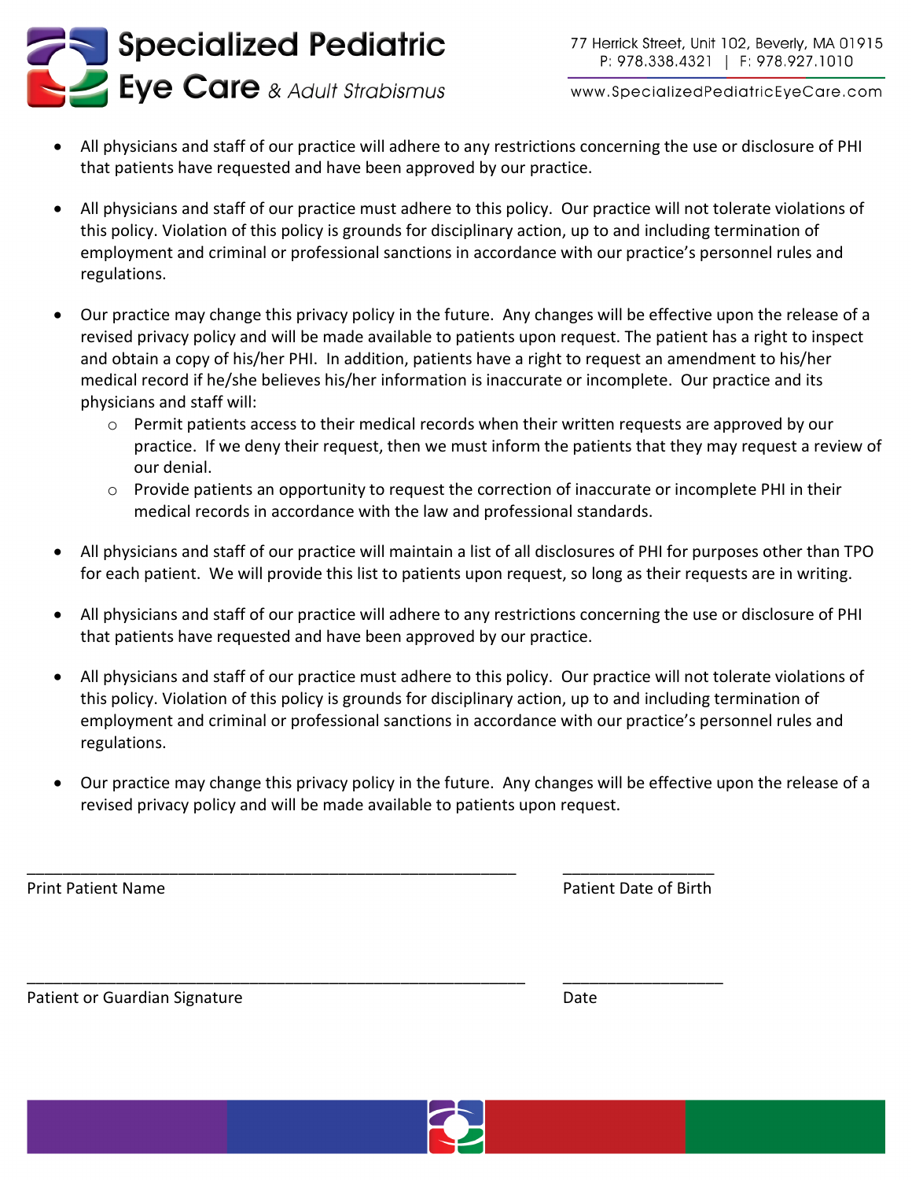- All physicians and staff of our practice will adhere to any restrictions concerning the use or disclosure of PHI that patients have requested and have been approved by our practice.

- All physicians and staff of our practice must adhere to this policy. Our practice will not tolerate violations of this policy. Violation of this policy is grounds for disciplinary action, up to and including termination of employment and criminal or professional sanctions in accordance with our practice's personnel rules and regulations.

- Our practice may change this privacy policy in the future. Any changes will be effective upon the release of a revised privacy policy and will be made available to patients upon request. The patient has a right to inspect and obtain a copy of his/her PHI. In addition, patients have a right to request an amendment to his/her medical record if he/she believes his/her information is inaccurate or incomplete. Our practice and its physicians and staff will:
    - Permit patients access to their medical records when their written requests are approved by our practice. If we deny their request, then we must inform the patients that they may request a review of our denial.
    - Provide patients an opportunity to request the correction of inaccurate or incomplete PHI in their medical records in accordance with the law and professional standards.

- All physicians and staff of our practice will maintain a list of all disclosures of PHI for purposes other than TPO for each patient. We will provide this list to patients upon request, so long as their requests are in writing.

- All physicians and staff of our practice will adhere to any restrictions concerning the use or disclosure of PHI that patients have requested and have been approved by our practice.

- All physicians and staff of our practice must adhere to this policy. Our practice will not tolerate violations of this policy. Violation of this policy is grounds for disciplinary action, up to and including termination of employment and criminal or professional sanctions in accordance with our practice's personnel rules and regulations.

- Our practice may change this privacy policy in the future. Any changes will be effective upon the release of a revised privacy policy and will be made available to patients upon request.

_______________________________________________________ _________________

Print Patient Name Patient Date of Birth

_______________________________________________________ _________________

Patient or Guardian Signature Date